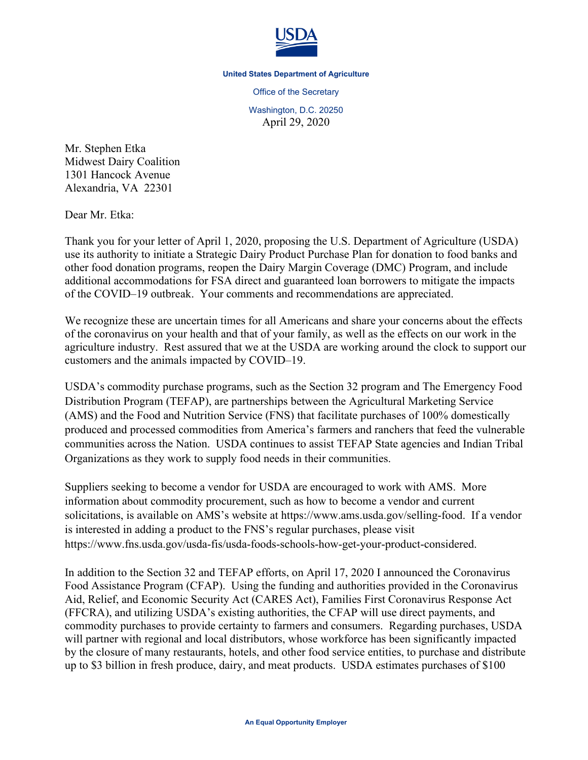**United States Department of Agriculture**

Office of the Secretary

Washington, D.C. 20250

April 29, 2020

Mr. Stephen Etka
Midwest Dairy Coalition
1301 Hancock Avenue
Alexandria, VA 22301

Dear Mr. Etka:

Thank you for your letter of April 1, 2020, proposing the U.S. Department of Agriculture (USDA) use its authority to initiate a Strategic Dairy Product Purchase Plan for donation to food banks and other food donation programs, reopen the Dairy Margin Coverage (DMC) Program, and include additional accommodations for FSA direct and guaranteed loan borrowers to mitigate the impacts of the COVID–19 outbreak. Your comments and recommendations are appreciated.

We recognize these are uncertain times for all Americans and share your concerns about the effects of the coronavirus on your health and that of your family, as well as the effects on our work in the agriculture industry. Rest assured that we at the USDA are working around the clock to support our customers and the animals impacted by COVID–19.

USDA's commodity purchase programs, such as the Section 32 program and The Emergency Food Distribution Program (TEFAP), are partnerships between the Agricultural Marketing Service (AMS) and the Food and Nutrition Service (FNS) that facilitate purchases of 100% domestically produced and processed commodities from America's farmers and ranchers that feed the vulnerable communities across the Nation. USDA continues to assist TEFAP State agencies and Indian Tribal Organizations as they work to supply food needs in their communities.

Suppliers seeking to become a vendor for USDA are encouraged to work with AMS. More information about commodity procurement, such as how to become a vendor and current solicitations, is available on AMS's website at https://www.ams.usda.gov/selling-food. If a vendor is interested in adding a product to the FNS's regular purchases, please visit https://www.fns.usda.gov/usda-fis/usda-foods-schools-how-get-your-product-considered.

In addition to the Section 32 and TEFAP efforts, on April 17, 2020 I announced the Coronavirus Food Assistance Program (CFAP). Using the funding and authorities provided in the Coronavirus Aid, Relief, and Economic Security Act (CARES Act), Families First Coronavirus Response Act (FFCRA), and utilizing USDA's existing authorities, the CFAP will use direct payments, and commodity purchases to provide certainty to farmers and consumers. Regarding purchases, USDA will partner with regional and local distributors, whose workforce has been significantly impacted by the closure of many restaurants, hotels, and other food service entities, to purchase and distribute up to $3 billion in fresh produce, dairy, and meat products. USDA estimates purchases of $100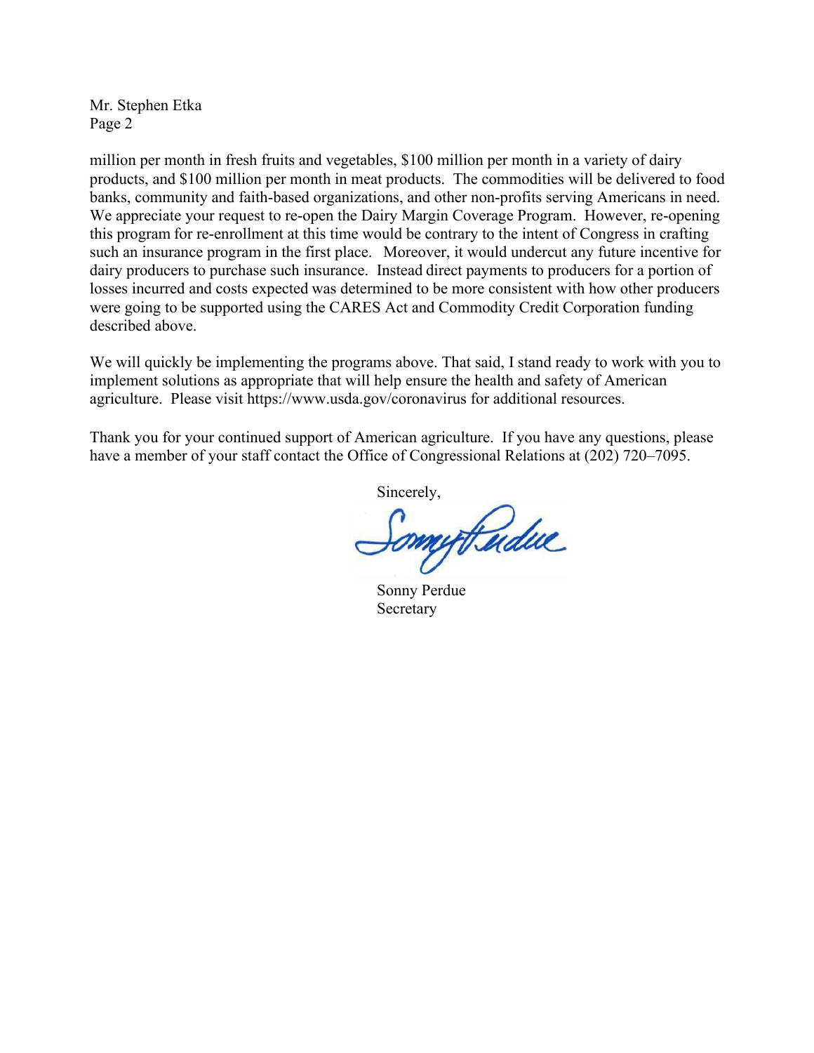Mr. Stephen Etka
Page 2

million per month in fresh fruits and vegetables, $100 million per month in a variety of dairy products, and $100 million per month in meat products. The commodities will be delivered to food banks, community and faith-based organizations, and other non-profits serving Americans in need. We appreciate your request to re-open the Dairy Margin Coverage Program. However, re-opening this program for re-enrollment at this time would be contrary to the intent of Congress in crafting such an insurance program in the first place. Moreover, it would undercut any future incentive for dairy producers to purchase such insurance. Instead direct payments to producers for a portion of losses incurred and costs expected was determined to be more consistent with how other producers were going to be supported using the CARES Act and Commodity Credit Corporation funding described above.

We will quickly be implementing the programs above. That said, I stand ready to work with you to implement solutions as appropriate that will help ensure the health and safety of American agriculture. Please visit https://www.usda.gov/coronavirus for additional resources.

Thank you for your continued support of American agriculture. If you have any questions, please have a member of your staff contact the Office of Congressional Relations at (202) 720–7095.

Sincerely,

Sonny Perdue
Secretary